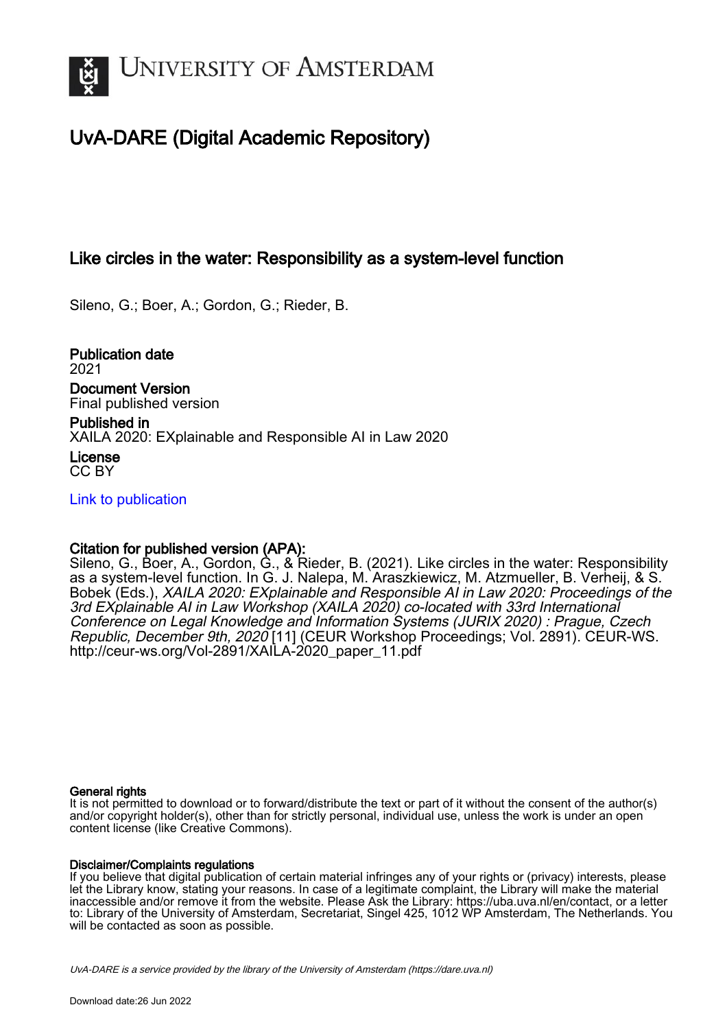# UNIVERSITY OF AMSTERDAM

## UvA-DARE (Digital Academic Repository)

### Like circles in the water: Responsibility as a system-level function

Sileno, G.; Boer, A.; Gordon, G.; Rieder, B.

**Publication date**
2021

**Document Version**
Final published version

**Published in**
XAILA 2020: EXplainable and Responsible AI in Law 2020

**License**
CC BY

[Link to publication](#)

**Citation for published version (APA):**
Sileno, G., Boer, A., Gordon, G., & Rieder, B. (2021). Like circles in the water: Responsibility as a system-level function. In G. J. Nalepa, M. Araszkiewicz, M. Atzmueller, B. Verheij, & S. Bobek (Eds.), *XAILA 2020: EXplainable and Responsible AI in Law 2020: Proceedings of the 3rd EXplainable AI in Law Workshop (XAILA 2020) co-located with 33rd International Conference on Legal Knowledge and Information Systems (JURIX 2020) : Prague, Czech Republic, December 9th, 2020* [11] (CEUR Workshop Proceedings; Vol. 2891). CEUR-WS. http://ceur-ws.org/Vol-2891/XAILA-2020_paper_11.pdf

**General rights**
It is not permitted to download or to forward/distribute the text or part of it without the consent of the author(s) and/or copyright holder(s), other than for strictly personal, individual use, unless the work is under an open content license (like Creative Commons).

**Disclaimer/Complaints regulations**
If you believe that digital publication of certain material infringes any of your rights or (privacy) interests, please let the Library know, stating your reasons. In case of a legitimate complaint, the Library will make the material inaccessible and/or remove it from the website. Please Ask the Library: https://uba.uva.nl/en/contact, or a letter to: Library of the University of Amsterdam, Secretariat, Singel 425, 1012 WP Amsterdam, The Netherlands. You will be contacted as soon as possible.

UvA-DARE is a service provided by the library of the University of Amsterdam (https://dare.uva.nl)

Download date:26 Jun 2022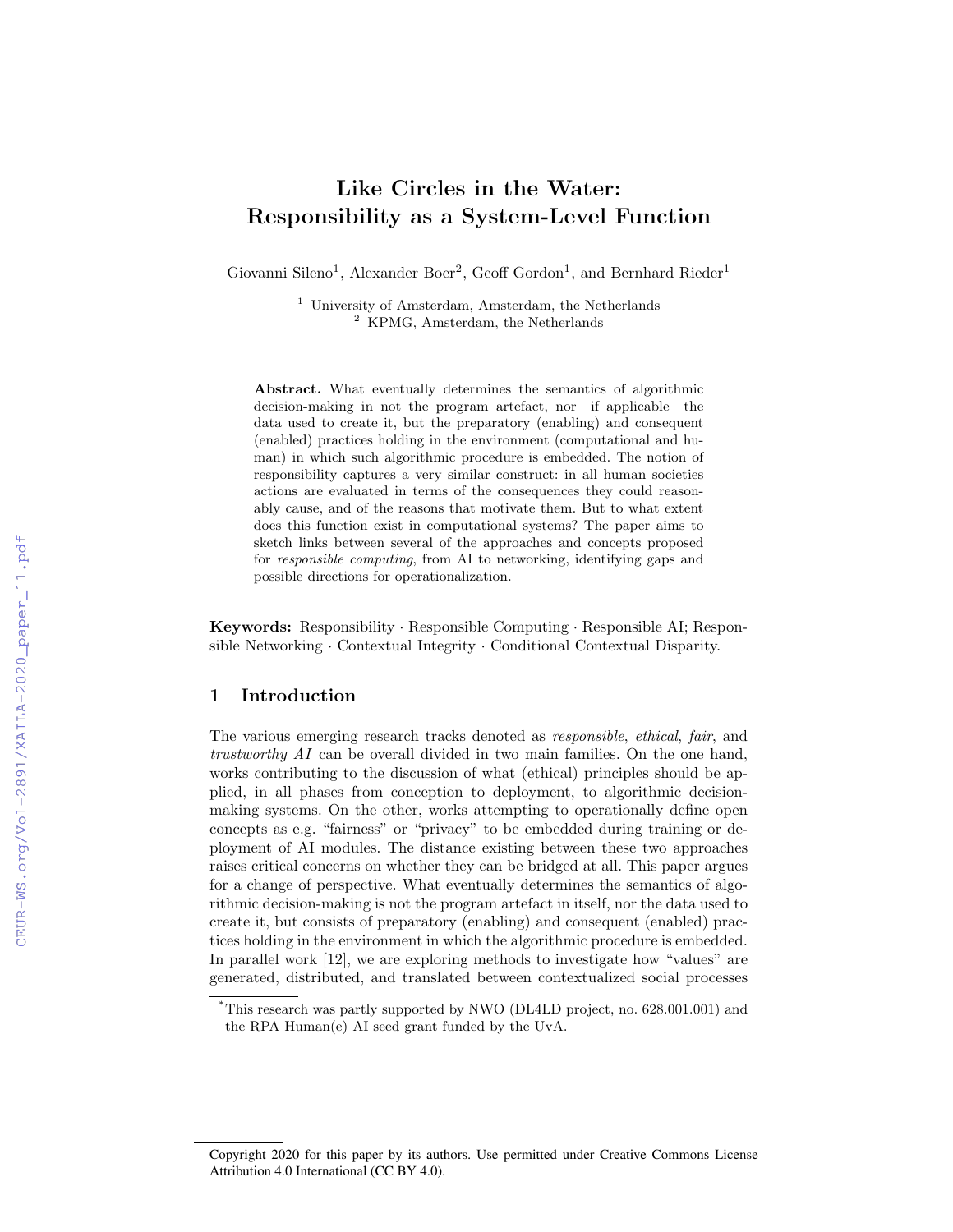# Like Circles in the Water: Responsibility as a System-Level Function

Giovanni Sileno[1], Alexander Boer[2], Geoff Gordon[1], and Bernhard Rieder[1]

[1] University of Amsterdam, Amsterdam, the Netherlands
[2] KPMG, Amsterdam, the Netherlands

**Abstract.** What eventually determines the semantics of algorithmic decision-making in not the program artefact, nor—if applicable—the data used to create it, but the preparatory (enabling) and consequent (enabled) practices holding in the environment (computational and human) in which such algorithmic procedure is embedded. The notion of responsibility captures a very similar construct: in all human societies actions are evaluated in terms of the consequences they could reasonably cause, and of the reasons that motivate them. But to what extent does this function exist in computational systems? The paper aims to sketch links between several of the approaches and concepts proposed for *responsible computing*, from AI to networking, identifying gaps and possible directions for operationalization.

**Keywords:** Responsibility · Responsible Computing · Responsible AI; Responsible Networking · Contextual Integrity · Conditional Contextual Disparity.

## 1 Introduction

The various emerging research tracks denoted as *responsible*, *ethical*, *fair*, and *trustworthy AI* can be overall divided in two main families. On the one hand, works contributing to the discussion of what (ethical) principles should be applied, in all phases from conception to deployment, to algorithmic decision-making systems. On the other, works attempting to operationally define open concepts as e.g. "fairness" or "privacy" to be embedded during training or deployment of AI modules. The distance existing between these two approaches raises critical concerns on whether they can be bridged at all. This paper argues for a change of perspective. What eventually determines the semantics of algorithmic decision-making is not the program artefact in itself, nor the data used to create it, but consists of preparatory (enabling) and consequent (enabled) practices holding in the environment in which the algorithmic procedure is embedded. In parallel work [12], we are exploring methods to investigate how "values" are generated, distributed, and translated between contextualized social processes

*This research was partly supported by NWO (DL4LD project, no. 628.001.001) and the RPA Human(e) AI seed grant funded by the UvA.

Copyright 2020 for this paper by its authors. Use permitted under Creative Commons License Attribution 4.0 International (CC BY 4.0).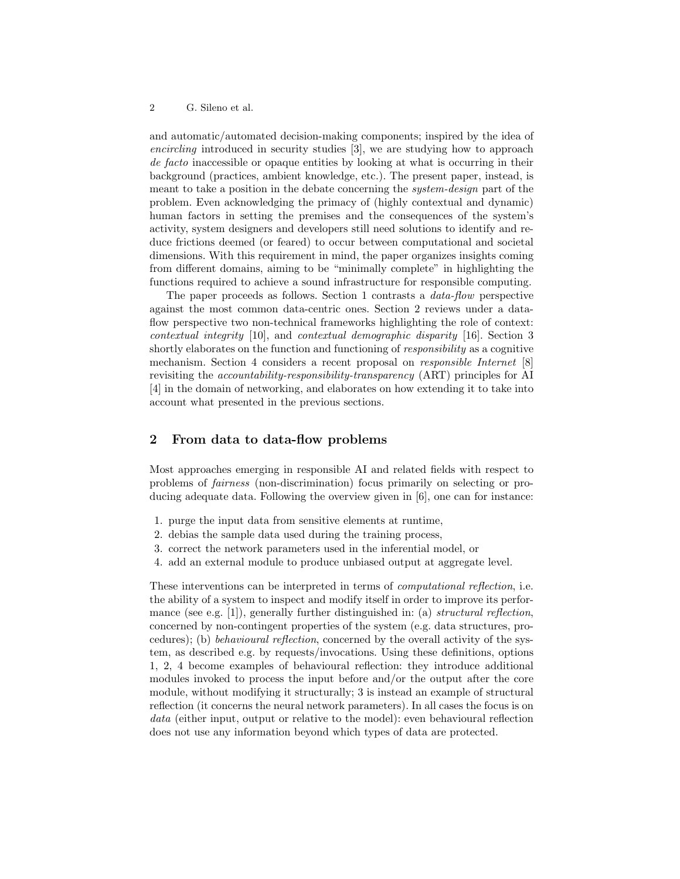and automatic/automated decision-making components; inspired by the idea of *encircling* introduced in security studies [3], we are studying how to approach *de facto* inaccessible or opaque entities by looking at what is occurring in their background (practices, ambient knowledge, etc.). The present paper, instead, is meant to take a position in the debate concerning the *system-design* part of the problem. Even acknowledging the primacy of (highly contextual and dynamic) human factors in setting the premises and the consequences of the system's activity, system designers and developers still need solutions to identify and reduce frictions deemed (or feared) to occur between computational and societal dimensions. With this requirement in mind, the paper organizes insights coming from different domains, aiming to be "minimally complete" in highlighting the functions required to achieve a sound infrastructure for responsible computing.

The paper proceeds as follows. Section 1 contrasts a *data-flow* perspective against the most common data-centric ones. Section 2 reviews under a data-flow perspective two non-technical frameworks highlighting the role of context: *contextual integrity* [10], and *contextual demographic disparity* [16]. Section 3 shortly elaborates on the function and functioning of *responsibility* as a cognitive mechanism. Section 4 considers a recent proposal on *responsible Internet* [8] revisiting the *accountability-responsibility-transparency* (ART) principles for AI [4] in the domain of networking, and elaborates on how extending it to take into account what presented in the previous sections.

## 2 From data to data-flow problems

Most approaches emerging in responsible AI and related fields with respect to problems of *fairness* (non-discrimination) focus primarily on selecting or producing adequate data. Following the overview given in [6], one can for instance:

1. purge the input data from sensitive elements at runtime,
2. debias the sample data used during the training process,
3. correct the network parameters used in the inferential model, or
4. add an external module to produce unbiased output at aggregate level.

These interventions can be interpreted in terms of *computational reflection*, i.e. the ability of a system to inspect and modify itself in order to improve its performance (see e.g. [1]), generally further distinguished in: (a) *structural reflection*, concerned by non-contingent properties of the system (e.g. data structures, procedures); (b) *behavioural reflection*, concerned by the overall activity of the system, as described e.g. by requests/invocations. Using these definitions, options 1, 2, 4 become examples of behavioural reflection: they introduce additional modules invoked to process the input before and/or the output after the core module, without modifying it structurally; 3 is instead an example of structural reflection (it concerns the neural network parameters). In all cases the focus is on *data* (either input, output or relative to the model): even behavioural reflection does not use any information beyond which types of data are protected.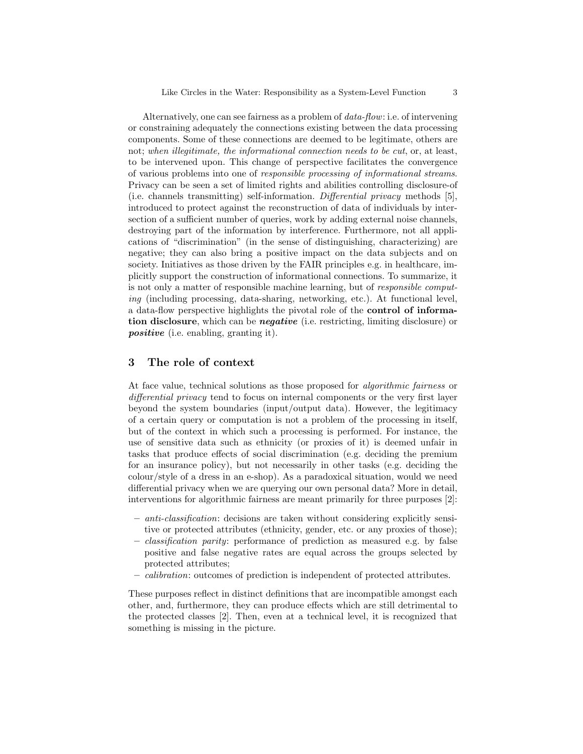Alternatively, one can see fairness as a problem of *data-flow*: i.e. of intervening or constraining adequately the connections existing between the data processing components. Some of these connections are deemed to be legitimate, others are not; *when illegitimate, the informational connection needs to be cut*, or, at least, to be intervened upon. This change of perspective facilitates the convergence of various problems into one of *responsible processing of informational streams*. Privacy can be seen a set of limited rights and abilities controlling disclosure-of (i.e. channels transmitting) self-information. *Differential privacy* methods [5], introduced to protect against the reconstruction of data of individuals by intersection of a sufficient number of queries, work by adding external noise channels, destroying part of the information by interference. Furthermore, not all applications of "discrimination" (in the sense of distinguishing, characterizing) are negative; they can also bring a positive impact on the data subjects and on society. Initiatives as those driven by the FAIR principles e.g. in healthcare, implicitly support the construction of informational connections. To summarize, it is not only a matter of responsible machine learning, but of *responsible computing* (including processing, data-sharing, networking, etc.). At functional level, a data-flow perspective highlights the pivotal role of the **control of information disclosure**, which can be ***negative*** (i.e. restricting, limiting disclosure) or ***positive*** (i.e. enabling, granting it).

## 3 The role of context

At face value, technical solutions as those proposed for *algorithmic fairness* or *differential privacy* tend to focus on internal components or the very first layer beyond the system boundaries (input/output data). However, the legitimacy of a certain query or computation is not a problem of the processing in itself, but of the context in which such a processing is performed. For instance, the use of sensitive data such as ethnicity (or proxies of it) is deemed unfair in tasks that produce effects of social discrimination (e.g. deciding the premium for an insurance policy), but not necessarily in other tasks (e.g. deciding the colour/style of a dress in an e-shop). As a paradoxical situation, would we need differential privacy when we are querying our own personal data? More in detail, interventions for algorithmic fairness are meant primarily for three purposes [2]:

- *anti-classification*: decisions are taken without considering explicitly sensitive or protected attributes (ethnicity, gender, etc. or any proxies of those);
- *classification parity*: performance of prediction as measured e.g. by false positive and false negative rates are equal across the groups selected by protected attributes;
- *calibration*: outcomes of prediction is independent of protected attributes.

These purposes reflect in distinct definitions that are incompatible amongst each other, and, furthermore, they can produce effects which are still detrimental to the protected classes [2]. Then, even at a technical level, it is recognized that something is missing in the picture.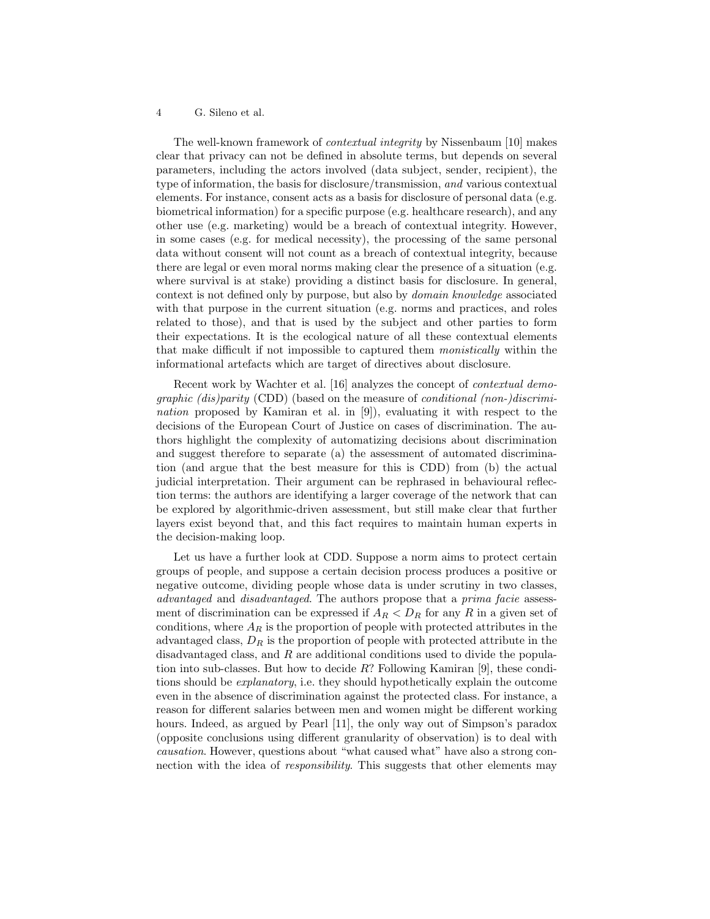The well-known framework of *contextual integrity* by Nissenbaum [10] makes clear that privacy can not be defined in absolute terms, but depends on several parameters, including the actors involved (data subject, sender, recipient), the type of information, the basis for disclosure/transmission, *and* various contextual elements. For instance, consent acts as a basis for disclosure of personal data (e.g. biometrical information) for a specific purpose (e.g. healthcare research), and any other use (e.g. marketing) would be a breach of contextual integrity. However, in some cases (e.g. for medical necessity), the processing of the same personal data without consent will not count as a breach of contextual integrity, because there are legal or even moral norms making clear the presence of a situation (e.g. where survival is at stake) providing a distinct basis for disclosure. In general, context is not defined only by purpose, but also by *domain knowledge* associated with that purpose in the current situation (e.g. norms and practices, and roles related to those), and that is used by the subject and other parties to form their expectations. It is the ecological nature of all these contextual elements that make difficult if not impossible to captured them *monistically* within the informational artefacts which are target of directives about disclosure.

Recent work by Wachter et al. [16] analyzes the concept of *contextual demographic (dis)parity* (CDD) (based on the measure of *conditional (non-)discrimination* proposed by Kamiran et al. in [9]), evaluating it with respect to the decisions of the European Court of Justice on cases of discrimination. The authors highlight the complexity of automatizing decisions about discrimination and suggest therefore to separate (a) the assessment of automated discrimination (and argue that the best measure for this is CDD) from (b) the actual judicial interpretation. Their argument can be rephrased in behavioural reflection terms: the authors are identifying a larger coverage of the network that can be explored by algorithmic-driven assessment, but still make clear that further layers exist beyond that, and this fact requires to maintain human experts in the decision-making loop.

Let us have a further look at CDD. Suppose a norm aims to protect certain groups of people, and suppose a certain decision process produces a positive or negative outcome, dividing people whose data is under scrutiny in two classes, *advantaged* and *disadvantaged*. The authors propose that a *prima facie* assessment of discrimination can be expressed if $A_R < D_R$ for any $R$ in a given set of conditions, where $A_R$ is the proportion of people with protected attributes in the advantaged class, $D_R$ is the proportion of people with protected attribute in the disadvantaged class, and $R$ are additional conditions used to divide the population into sub-classes. But how to decide $R$? Following Kamiran [9], these conditions should be *explanatory*, i.e. they should hypothetically explain the outcome even in the absence of discrimination against the protected class. For instance, a reason for different salaries between men and women might be different working hours. Indeed, as argued by Pearl [11], the only way out of Simpson's paradox (opposite conclusions using different granularity of observation) is to deal with *causation*. However, questions about "what caused what" have also a strong connection with the idea of *responsibility*. This suggests that other elements may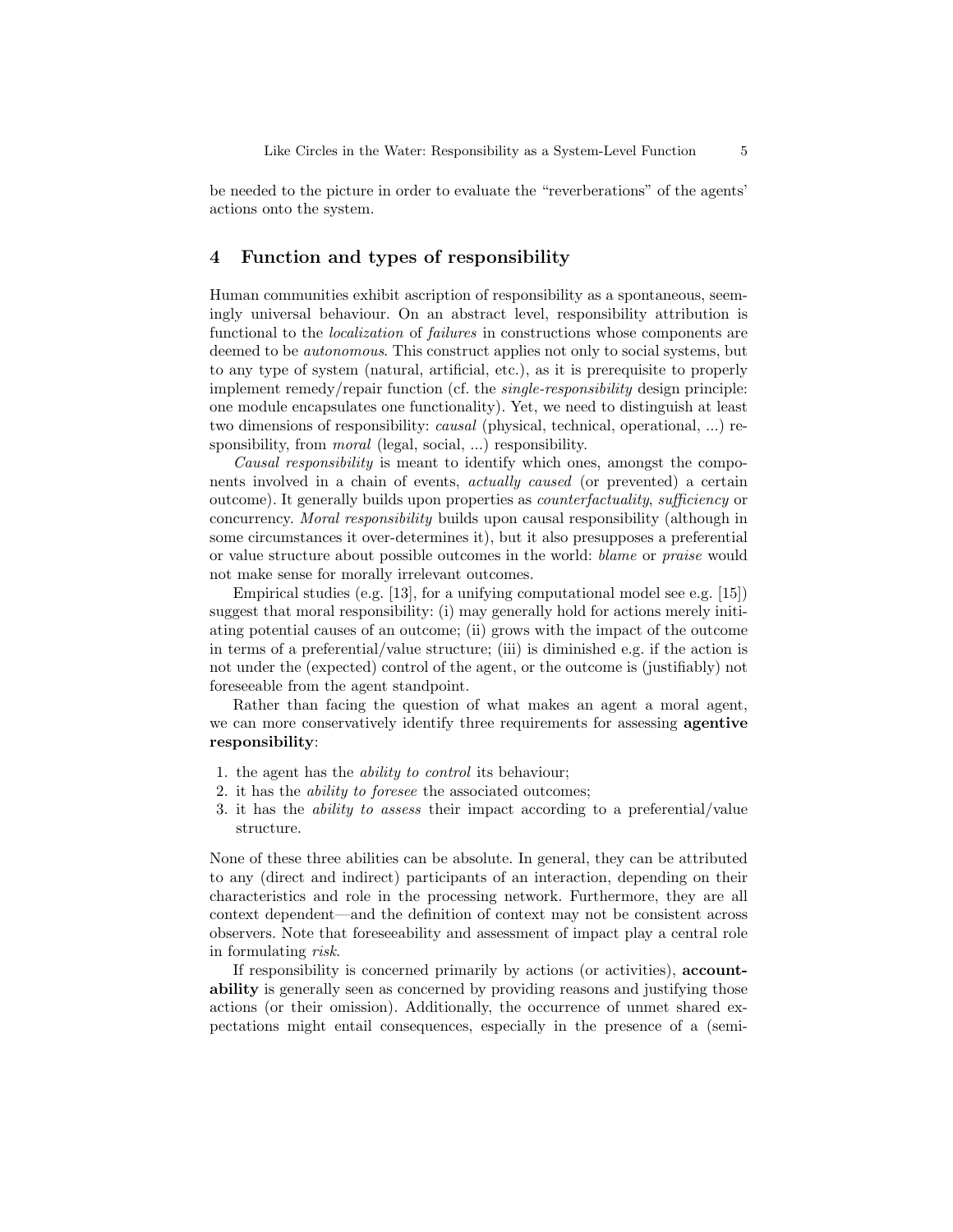be needed to the picture in order to evaluate the "reverberations" of the agents' actions onto the system.

## 4 Function and types of responsibility

Human communities exhibit ascription of responsibility as a spontaneous, seemingly universal behaviour. On an abstract level, responsibility attribution is functional to the *localization* of *failures* in constructions whose components are deemed to be *autonomous*. This construct applies not only to social systems, but to any type of system (natural, artificial, etc.), as it is prerequisite to properly implement remedy/repair function (cf. the *single-responsibility* design principle: one module encapsulates one functionality). Yet, we need to distinguish at least two dimensions of responsibility: *causal* (physical, technical, operational, ...) responsibility, from *moral* (legal, social, ...) responsibility.

*Causal responsibility* is meant to identify which ones, amongst the components involved in a chain of events, *actually caused* (or prevented) a certain outcome). It generally builds upon properties as *counterfactuality*, *sufficiency* or concurrency. *Moral responsibility* builds upon causal responsibility (although in some circumstances it over-determines it), but it also presupposes a preferential or value structure about possible outcomes in the world: *blame* or *praise* would not make sense for morally irrelevant outcomes.

Empirical studies (e.g. [13], for a unifying computational model see e.g. [15]) suggest that moral responsibility: (i) may generally hold for actions merely initiating potential causes of an outcome; (ii) grows with the impact of the outcome in terms of a preferential/value structure; (iii) is diminished e.g. if the action is not under the (expected) control of the agent, or the outcome is (justifiably) not foreseeable from the agent standpoint.

Rather than facing the question of what makes an agent a moral agent, we can more conservatively identify three requirements for assessing **agentive responsibility**:

1. the agent has the *ability to control* its behaviour;
2. it has the *ability to foresee* the associated outcomes;
3. it has the *ability to assess* their impact according to a preferential/value structure.

None of these three abilities can be absolute. In general, they can be attributed to any (direct and indirect) participants of an interaction, depending on their characteristics and role in the processing network. Furthermore, they are all context dependent—and the definition of context may not be consistent across observers. Note that foreseeability and assessment of impact play a central role in formulating *risk*.

If responsibility is concerned primarily by actions (or activities), **accountability** is generally seen as concerned by providing reasons and justifying those actions (or their omission). Additionally, the occurrence of unmet shared expectations might entail consequences, especially in the presence of a (semi-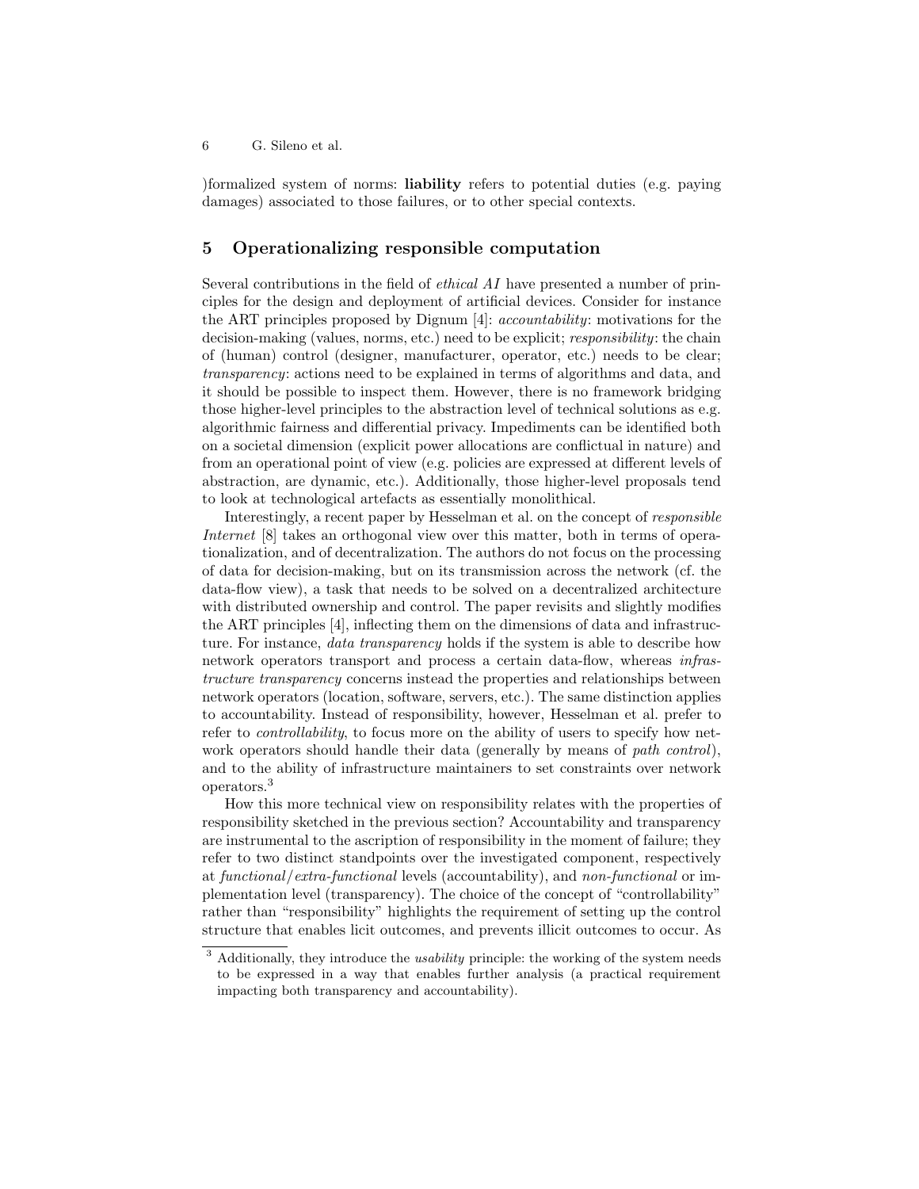)formalized system of norms: **liability** refers to potential duties (e.g. paying damages) associated to those failures, or to other special contexts.

## 5 Operationalizing responsible computation

Several contributions in the field of *ethical AI* have presented a number of principles for the design and deployment of artificial devices. Consider for instance the ART principles proposed by Dignum [4]: *accountability*: motivations for the decision-making (values, norms, etc.) need to be explicit; *responsibility*: the chain of (human) control (designer, manufacturer, operator, etc.) needs to be clear; *transparency*: actions need to be explained in terms of algorithms and data, and it should be possible to inspect them. However, there is no framework bridging those higher-level principles to the abstraction level of technical solutions as e.g. algorithmic fairness and differential privacy. Impediments can be identified both on a societal dimension (explicit power allocations are conflictual in nature) and from an operational point of view (e.g. policies are expressed at different levels of abstraction, are dynamic, etc.). Additionally, those higher-level proposals tend to look at technological artefacts as essentially monolithical.

Interestingly, a recent paper by Hesselman et al. on the concept of *responsible Internet* [8] takes an orthogonal view over this matter, both in terms of operationalization, and of decentralization. The authors do not focus on the processing of data for decision-making, but on its transmission across the network (cf. the data-flow view), a task that needs to be solved on a decentralized architecture with distributed ownership and control. The paper revisits and slightly modifies the ART principles [4], inflecting them on the dimensions of data and infrastructure. For instance, *data transparency* holds if the system is able to describe how network operators transport and process a certain data-flow, whereas *infrastructure transparency* concerns instead the properties and relationships between network operators (location, software, servers, etc.). The same distinction applies to accountability. Instead of responsibility, however, Hesselman et al. prefer to refer to *controllability*, to focus more on the ability of users to specify how network operators should handle their data (generally by means of *path control*), and to the ability of infrastructure maintainers to set constraints over network operators.[3]

How this more technical view on responsibility relates with the properties of responsibility sketched in the previous section? Accountability and transparency are instrumental to the ascription of responsibility in the moment of failure; they refer to two distinct standpoints over the investigated component, respectively at *functional*/*extra-functional* levels (accountability), and *non-functional* or implementation level (transparency). The choice of the concept of "controllability" rather than "responsibility" highlights the requirement of setting up the control structure that enables licit outcomes, and prevents illicit outcomes to occur. As

[3] Additionally, they introduce the *usability* principle: the working of the system needs to be expressed in a way that enables further analysis (a practical requirement impacting both transparency and accountability).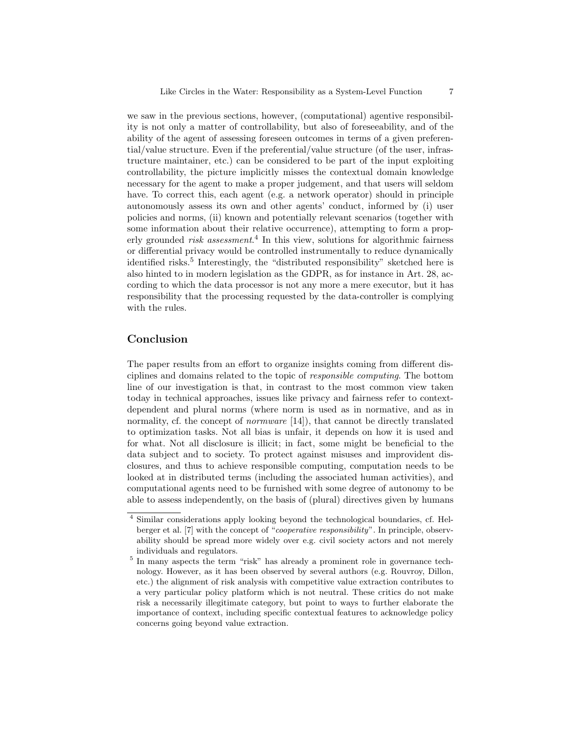we saw in the previous sections, however, (computational) agentive responsibility is not only a matter of controllability, but also of foreseeability, and of the ability of the agent of assessing foreseen outcomes in terms of a given preferential/value structure. Even if the preferential/value structure (of the user, infrastructure maintainer, etc.) can be considered to be part of the input exploiting controllability, the picture implicitly misses the contextual domain knowledge necessary for the agent to make a proper judgement, and that users will seldom have. To correct this, each agent (e.g. a network operator) should in principle autonomously assess its own and other agents' conduct, informed by (i) user policies and norms, (ii) known and potentially relevant scenarios (together with some information about their relative occurrence), attempting to form a properly grounded *risk assessment*.[4] In this view, solutions for algorithmic fairness or differential privacy would be controlled instrumentally to reduce dynamically identified risks.[5] Interestingly, the "distributed responsibility" sketched here is also hinted to in modern legislation as the GDPR, as for instance in Art. 28, according to which the data processor is not any more a mere executor, but it has responsibility that the processing requested by the data-controller is complying with the rules.

## Conclusion

The paper results from an effort to organize insights coming from different disciplines and domains related to the topic of *responsible computing*. The bottom line of our investigation is that, in contrast to the most common view taken today in technical approaches, issues like privacy and fairness refer to context-dependent and plural norms (where norm is used as in normative, and as in normality, cf. the concept of *normware* [14]), that cannot be directly translated to optimization tasks. Not all bias is unfair, it depends on how it is used and for what. Not all disclosure is illicit; in fact, some might be beneficial to the data subject and to society. To protect against misuses and improvident disclosures, and thus to achieve responsible computing, computation needs to be looked at in distributed terms (including the associated human activities), and computational agents need to be furnished with some degree of autonomy to be able to assess independently, on the basis of (plural) directives given by humans

[4] Similar considerations apply looking beyond the technological boundaries, cf. Helberger et al. [7] with the concept of "*cooperative responsibility*". In principle, observability should be spread more widely over e.g. civil society actors and not merely individuals and regulators.

[5] In many aspects the term "risk" has already a prominent role in governance technology. However, as it has been observed by several authors (e.g. Rouvroy, Dillon, etc.) the alignment of risk analysis with competitive value extraction contributes to a very particular policy platform which is not neutral. These critics do not make risk a necessarily illegitimate category, but point to ways to further elaborate the importance of context, including specific contextual features to acknowledge policy concerns going beyond value extraction.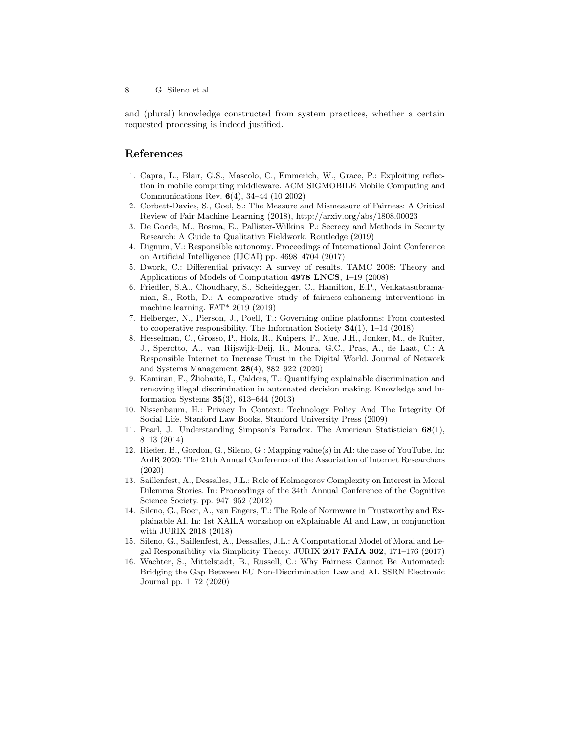and (plural) knowledge constructed from system practices, whether a certain requested processing is indeed justified.

## References

1. Capra, L., Blair, G.S., Mascolo, C., Emmerich, W., Grace, P.: Exploiting reflection in mobile computing middleware. ACM SIGMOBILE Mobile Computing and Communications Rev. **6**(4), 34–44 (10 2002)
2. Corbett-Davies, S., Goel, S.: The Measure and Mismeasure of Fairness: A Critical Review of Fair Machine Learning (2018), http://arxiv.org/abs/1808.00023
3. De Goede, M., Bosma, E., Pallister-Wilkins, P.: Secrecy and Methods in Security Research: A Guide to Qualitative Fieldwork. Routledge (2019)
4. Dignum, V.: Responsible autonomy. Proceedings of International Joint Conference on Artificial Intelligence (IJCAI) pp. 4698–4704 (2017)
5. Dwork, C.: Differential privacy: A survey of results. TAMC 2008: Theory and Applications of Models of Computation **4978 LNCS**, 1–19 (2008)
6. Friedler, S.A., Choudhary, S., Scheidegger, C., Hamilton, E.P., Venkatasubramanian, S., Roth, D.: A comparative study of fairness-enhancing interventions in machine learning. FAT* 2019 (2019)
7. Helberger, N., Pierson, J., Poell, T.: Governing online platforms: From contested to cooperative responsibility. The Information Society **34**(1), 1–14 (2018)
8. Hesselman, C., Grosso, P., Holz, R., Kuipers, F., Xue, J.H., Jonker, M., de Ruiter, J., Sperotto, A., van Rijswijk-Deij, R., Moura, G.C., Pras, A., de Laat, C.: A Responsible Internet to Increase Trust in the Digital World. Journal of Network and Systems Management **28**(4), 882–922 (2020)
9. Kamiran, F., Žliobaitė, I., Calders, T.: Quantifying explainable discrimination and removing illegal discrimination in automated decision making. Knowledge and Information Systems **35**(3), 613–644 (2013)
10. Nissenbaum, H.: Privacy In Context: Technology Policy And The Integrity Of Social Life. Stanford Law Books, Stanford University Press (2009)
11. Pearl, J.: Understanding Simpson's Paradox. The American Statistician **68**(1), 8–13 (2014)
12. Rieder, B., Gordon, G., Sileno, G.: Mapping value(s) in AI: the case of YouTube. In: AoIR 2020: The 21th Annual Conference of the Association of Internet Researchers (2020)
13. Saillenfest, A., Dessalles, J.L.: Role of Kolmogorov Complexity on Interest in Moral Dilemma Stories. In: Proceedings of the 34th Annual Conference of the Cognitive Science Society. pp. 947–952 (2012)
14. Sileno, G., Boer, A., van Engers, T.: The Role of Normware in Trustworthy and Explainable AI. In: 1st XAILA workshop on eXplainable AI and Law, in conjunction with JURIX 2018 (2018)
15. Sileno, G., Saillenfest, A., Dessalles, J.L.: A Computational Model of Moral and Legal Responsibility via Simplicity Theory. JURIX 2017 **FAIA 302**, 171–176 (2017)
16. Wachter, S., Mittelstadt, B., Russell, C.: Why Fairness Cannot Be Automated: Bridging the Gap Between EU Non-Discrimination Law and AI. SSRN Electronic Journal pp. 1–72 (2020)